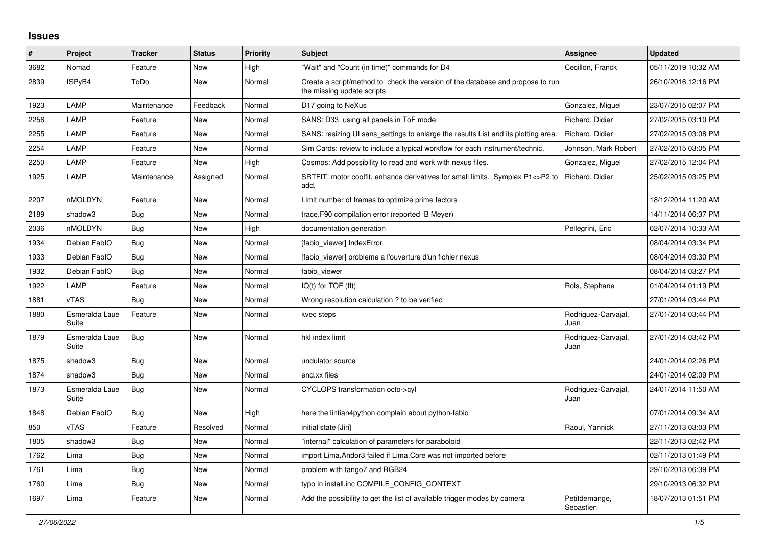## Issues

| # | Project | Tracker | Status | Priority | Subject | Assignee | Updated |
|---|---|---|---|---|---|---|---|
| 3682 | Nomad | Feature | New | High | "Wait" and "Count (in time)" commands for D4 | Cecillon, Franck | 05/11/2019 10:32 AM |
| 2839 | ISPyB4 | ToDo | New | Normal | Create a script/method to check the version of the database and propose to run the missing update scripts | | 26/10/2016 12:16 PM |
| 1923 | LAMP | Maintenance | Feedback | Normal | D17 going to NeXus | Gonzalez, Miguel | 23/07/2015 02:07 PM |
| 2256 | LAMP | Feature | New | Normal | SANS: D33, using all panels in ToF mode. | Richard, Didier | 27/02/2015 03:10 PM |
| 2255 | LAMP | Feature | New | Normal | SANS: resizing UI sans_settings to enlarge the results List and its plotting area. | Richard, Didier | 27/02/2015 03:08 PM |
| 2254 | LAMP | Feature | New | Normal | Sim Cards: review to include a typical workflow for each instrument/technic. | Johnson, Mark Robert | 27/02/2015 03:05 PM |
| 2250 | LAMP | Feature | New | High | Cosmos: Add possibility to read and work with nexus files. | Gonzalez, Miguel | 27/02/2015 12:04 PM |
| 1925 | LAMP | Maintenance | Assigned | Normal | SRTFIT: motor coolfit, enhance derivatives for small limits. Symplex P1<>P2 to add. | Richard, Didier | 25/02/2015 03:25 PM |
| 2207 | nMOLDYN | Feature | New | Normal | Limit number of frames to optimize prime factors | | 18/12/2014 11:20 AM |
| 2189 | shadow3 | Bug | New | Normal | trace.F90 compilation error (reported B Meyer) | | 14/11/2014 06:37 PM |
| 2036 | nMOLDYN | Bug | New | High | documentation generation | Pellegrini, Eric | 02/07/2014 10:33 AM |
| 1934 | Debian FabIO | Bug | New | Normal | [fabio_viewer] IndexError | | 08/04/2014 03:34 PM |
| 1933 | Debian FabIO | Bug | New | Normal | [fabio_viewer] probleme a l'ouverture d'un fichier nexus | | 08/04/2014 03:30 PM |
| 1932 | Debian FabIO | Bug | New | Normal | fabio_viewer | | 08/04/2014 03:27 PM |
| 1922 | LAMP | Feature | New | Normal | IQ(t) for TOF (fft) | Rols, Stephane | 01/04/2014 01:19 PM |
| 1881 | vTAS | Bug | New | Normal | Wrong resolution calculation ? to be verified | | 27/01/2014 03:44 PM |
| 1880 | Esmeralda Laue Suite | Feature | New | Normal | kvec steps | Rodriguez-Carvajal, Juan | 27/01/2014 03:44 PM |
| 1879 | Esmeralda Laue Suite | Bug | New | Normal | hkl index limit | Rodriguez-Carvajal, Juan | 27/01/2014 03:42 PM |
| 1875 | shadow3 | Bug | New | Normal | undulator source | | 24/01/2014 02:26 PM |
| 1874 | shadow3 | Bug | New | Normal | end.xx files | | 24/01/2014 02:09 PM |
| 1873 | Esmeralda Laue Suite | Bug | New | Normal | CYCLOPS transformation octo->cyl | Rodriguez-Carvajal, Juan | 24/01/2014 11:50 AM |
| 1848 | Debian FabIO | Bug | New | High | here the lintian4python complain about python-fabio | | 07/01/2014 09:34 AM |
| 850 | vTAS | Feature | Resolved | Normal | initial state [Jiri] | Raoul, Yannick | 27/11/2013 03:03 PM |
| 1805 | shadow3 | Bug | New | Normal | "internal" calculation of parameters for paraboloid | | 22/11/2013 02:42 PM |
| 1762 | Lima | Bug | New | Normal | import Lima.Andor3 failed if Lima.Core was not imported before | | 02/11/2013 01:49 PM |
| 1761 | Lima | Bug | New | Normal | problem with tango7 and RGB24 | | 29/10/2013 06:39 PM |
| 1760 | Lima | Bug | New | Normal | typo in install.inc COMPILE_CONFIG_CONTEXT | | 29/10/2013 06:32 PM |
| 1697 | Lima | Feature | New | Normal | Add the possibility to get the list of available trigger modes by camera | Petitdemange, Sebastien | 18/07/2013 01:51 PM |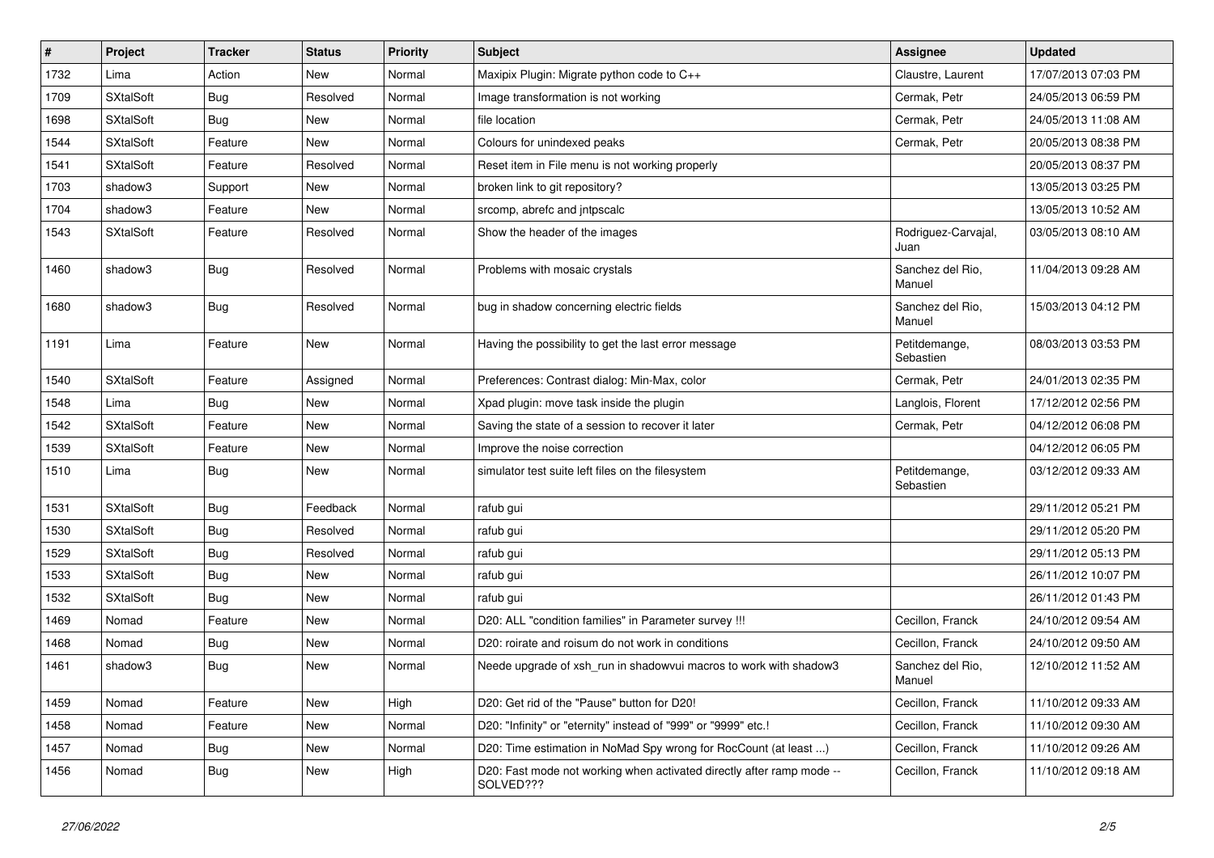| # | Project | Tracker | Status | Priority | Subject | Assignee | Updated |
|---|---|---|---|---|---|---|---|
| 1732 | Lima | Action | New | Normal | Maxipix Plugin: Migrate python code to C++ | Claustre, Laurent | 17/07/2013 07:03 PM |
| 1709 | SXtalSoft | Bug | Resolved | Normal | Image transformation is not working | Cermak, Petr | 24/05/2013 06:59 PM |
| 1698 | SXtalSoft | Bug | New | Normal | file location | Cermak, Petr | 24/05/2013 11:08 AM |
| 1544 | SXtalSoft | Feature | New | Normal | Colours for unindexed peaks | Cermak, Petr | 20/05/2013 08:38 PM |
| 1541 | SXtalSoft | Feature | Resolved | Normal | Reset item in File menu is not working properly | | 20/05/2013 08:37 PM |
| 1703 | shadow3 | Support | New | Normal | broken link to git repository? | | 13/05/2013 03:25 PM |
| 1704 | shadow3 | Feature | New | Normal | srcomp, abrefc and jntpscalc | | 13/05/2013 10:52 AM |
| 1543 | SXtalSoft | Feature | Resolved | Normal | Show the header of the images | Rodriguez-Carvajal, Juan | 03/05/2013 08:10 AM |
| 1460 | shadow3 | Bug | Resolved | Normal | Problems with mosaic crystals | Sanchez del Rio, Manuel | 11/04/2013 09:28 AM |
| 1680 | shadow3 | Bug | Resolved | Normal | bug in shadow concerning electric fields | Sanchez del Rio, Manuel | 15/03/2013 04:12 PM |
| 1191 | Lima | Feature | New | Normal | Having the possibility to get the last error message | Petitdemange, Sebastien | 08/03/2013 03:53 PM |
| 1540 | SXtalSoft | Feature | Assigned | Normal | Preferences: Contrast dialog: Min-Max, color | Cermak, Petr | 24/01/2013 02:35 PM |
| 1548 | Lima | Bug | New | Normal | Xpad plugin: move task inside the plugin | Langlois, Florent | 17/12/2012 02:56 PM |
| 1542 | SXtalSoft | Feature | New | Normal | Saving the state of a session to recover it later | Cermak, Petr | 04/12/2012 06:08 PM |
| 1539 | SXtalSoft | Feature | New | Normal | Improve the noise correction | | 04/12/2012 06:05 PM |
| 1510 | Lima | Bug | New | Normal | simulator test suite left files on the filesystem | Petitdemange, Sebastien | 03/12/2012 09:33 AM |
| 1531 | SXtalSoft | Bug | Feedback | Normal | rafub gui | | 29/11/2012 05:21 PM |
| 1530 | SXtalSoft | Bug | Resolved | Normal | rafub gui | | 29/11/2012 05:20 PM |
| 1529 | SXtalSoft | Bug | Resolved | Normal | rafub gui | | 29/11/2012 05:13 PM |
| 1533 | SXtalSoft | Bug | New | Normal | rafub gui | | 26/11/2012 10:07 PM |
| 1532 | SXtalSoft | Bug | New | Normal | rafub gui | | 26/11/2012 01:43 PM |
| 1469 | Nomad | Feature | New | Normal | D20: ALL "condition families" in Parameter survey !!! | Cecillon, Franck | 24/10/2012 09:54 AM |
| 1468 | Nomad | Bug | New | Normal | D20: roirate and roisum do not work in conditions | Cecillon, Franck | 24/10/2012 09:50 AM |
| 1461 | shadow3 | Bug | New | Normal | Neede upgrade of xsh_run in shadowvui macros to work with shadow3 | Sanchez del Rio, Manuel | 12/10/2012 11:52 AM |
| 1459 | Nomad | Feature | New | High | D20: Get rid of the "Pause" button for D20! | Cecillon, Franck | 11/10/2012 09:33 AM |
| 1458 | Nomad | Feature | New | Normal | D20: "Infinity" or "eternity" instead of "999" or "9999" etc.! | Cecillon, Franck | 11/10/2012 09:30 AM |
| 1457 | Nomad | Bug | New | Normal | D20: Time estimation in NoMad Spy wrong for RocCount (at least ...) | Cecillon, Franck | 11/10/2012 09:26 AM |
| 1456 | Nomad | Bug | New | High | D20: Fast mode not working when activated directly after ramp mode -- SOLVED??? | Cecillon, Franck | 11/10/2012 09:18 AM |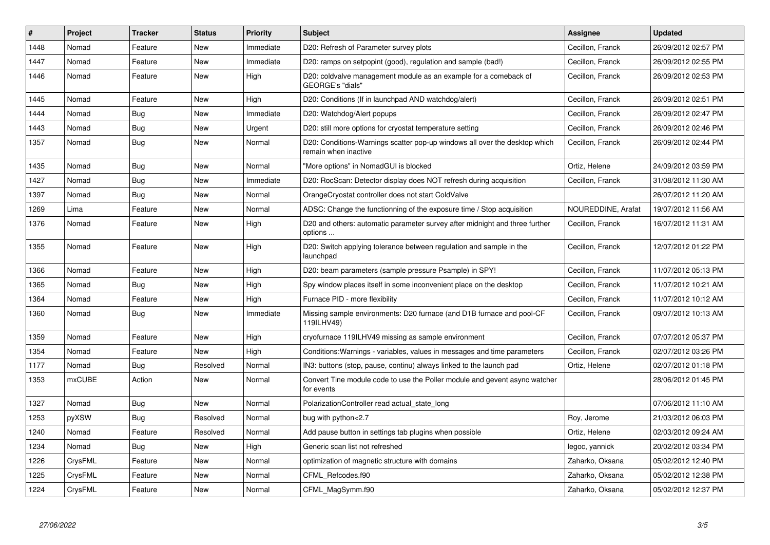| # | Project | Tracker | Status | Priority | Subject | Assignee | Updated |
|---|---|---|---|---|---|---|---|
| 1448 | Nomad | Feature | New | Immediate | D20: Refresh of Parameter survey plots | Cecillon, Franck | 26/09/2012 02:57 PM |
| 1447 | Nomad | Feature | New | Immediate | D20: ramps on setpopint (good), regulation and sample (bad!) | Cecillon, Franck | 26/09/2012 02:55 PM |
| 1446 | Nomad | Feature | New | High | D20: coldvalve management module as an example for a comeback of GEORGE's "dials" | Cecillon, Franck | 26/09/2012 02:53 PM |
| 1445 | Nomad | Feature | New | High | D20: Conditions (If in launchpad AND watchdog/alert) | Cecillon, Franck | 26/09/2012 02:51 PM |
| 1444 | Nomad | Bug | New | Immediate | D20: Watchdog/Alert popups | Cecillon, Franck | 26/09/2012 02:47 PM |
| 1443 | Nomad | Bug | New | Urgent | D20: still more options for cryostat temperature setting | Cecillon, Franck | 26/09/2012 02:46 PM |
| 1357 | Nomad | Bug | New | Normal | D20: Conditions-Warnings scatter pop-up windows all over the desktop which remain when inactive | Cecillon, Franck | 26/09/2012 02:44 PM |
| 1435 | Nomad | Bug | New | Normal | "More options" in NomadGUI is blocked | Ortiz, Helene | 24/09/2012 03:59 PM |
| 1427 | Nomad | Bug | New | Immediate | D20: RocScan: Detector display does NOT refresh during acquisition | Cecillon, Franck | 31/08/2012 11:30 AM |
| 1397 | Nomad | Bug | New | Normal | OrangeCryostat controller does not start ColdValve | | 26/07/2012 11:20 AM |
| 1269 | Lima | Feature | New | Normal | ADSC: Change the functionning of the exposure time / Stop acquisition | NOUREDDINE, Arafat | 19/07/2012 11:56 AM |
| 1376 | Nomad | Feature | New | High | D20 and others: automatic parameter survey after midnight and three further options ... | Cecillon, Franck | 16/07/2012 11:31 AM |
| 1355 | Nomad | Feature | New | High | D20: Switch applying tolerance between regulation and sample in the launchpad | Cecillon, Franck | 12/07/2012 01:22 PM |
| 1366 | Nomad | Feature | New | High | D20: beam parameters (sample pressure Psample) in SPY! | Cecillon, Franck | 11/07/2012 05:13 PM |
| 1365 | Nomad | Bug | New | High | Spy window places itself in some inconvenient place on the desktop | Cecillon, Franck | 11/07/2012 10:21 AM |
| 1364 | Nomad | Feature | New | High | Furnace PID - more flexibility | Cecillon, Franck | 11/07/2012 10:12 AM |
| 1360 | Nomad | Bug | New | Immediate | Missing sample environments: D20 furnace (and D1B furnace and pool-CF 119ILHV49) | Cecillon, Franck | 09/07/2012 10:13 AM |
| 1359 | Nomad | Feature | New | High | cryofurnace 119ILHV49 missing as sample environment | Cecillon, Franck | 07/07/2012 05:37 PM |
| 1354 | Nomad | Feature | New | High | Conditions:Warnings - variables, values in messages and time parameters | Cecillon, Franck | 02/07/2012 03:26 PM |
| 1177 | Nomad | Bug | Resolved | Normal | IN3: buttons (stop, pause, continu) always linked to the launch pad | Ortiz, Helene | 02/07/2012 01:18 PM |
| 1353 | mxCUBE | Action | New | Normal | Convert Tine module code to use the Poller module and gevent async watcher for events | | 28/06/2012 01:45 PM |
| 1327 | Nomad | Bug | New | Normal | PolarizationController read actual_state_long | | 07/06/2012 11:10 AM |
| 1253 | pyXSW | Bug | Resolved | Normal | bug with python<2.7 | Roy, Jerome | 21/03/2012 06:03 PM |
| 1240 | Nomad | Feature | Resolved | Normal | Add pause button in settings tab plugins when possible | Ortiz, Helene | 02/03/2012 09:24 AM |
| 1234 | Nomad | Bug | New | High | Generic scan list not refreshed | legoc, yannick | 20/02/2012 03:34 PM |
| 1226 | CrysFML | Feature | New | Normal | optimization of magnetic structure with domains | Zaharko, Oksana | 05/02/2012 12:40 PM |
| 1225 | CrysFML | Feature | New | Normal | CFML_Refcodes.f90 | Zaharko, Oksana | 05/02/2012 12:38 PM |
| 1224 | CrysFML | Feature | New | Normal | CFML_MagSymm.f90 | Zaharko, Oksana | 05/02/2012 12:37 PM |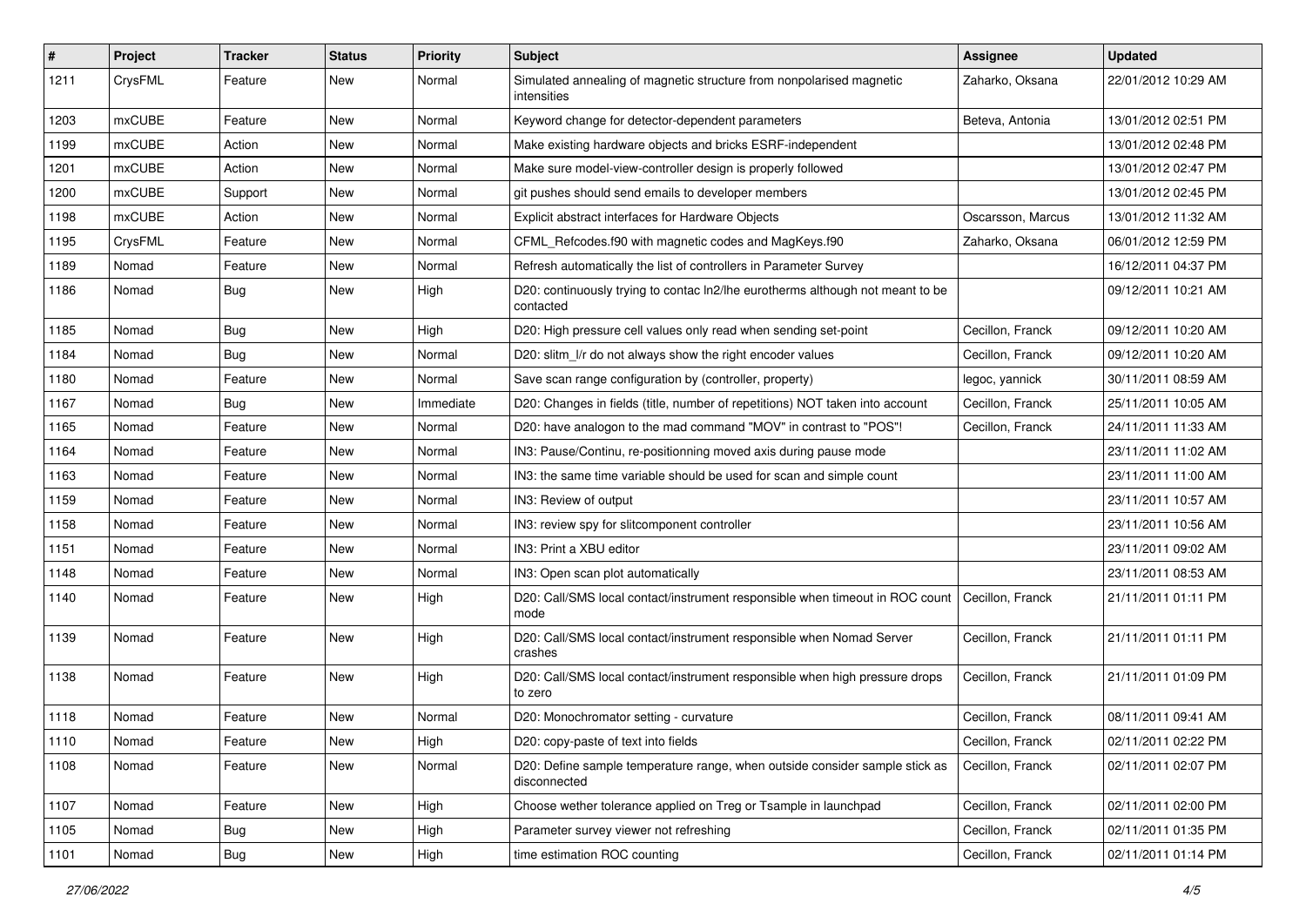| # | Project | Tracker | Status | Priority | Subject | Assignee | Updated |
|---|---|---|---|---|---|---|---|
| 1211 | CrysFML | Feature | New | Normal | Simulated annealing of magnetic structure from nonpolarised magnetic intensities | Zaharko, Oksana | 22/01/2012 10:29 AM |
| 1203 | mxCUBE | Feature | New | Normal | Keyword change for detector-dependent parameters | Beteva, Antonia | 13/01/2012 02:51 PM |
| 1199 | mxCUBE | Action | New | Normal | Make existing hardware objects and bricks ESRF-independent | | 13/01/2012 02:48 PM |
| 1201 | mxCUBE | Action | New | Normal | Make sure model-view-controller design is properly followed | | 13/01/2012 02:47 PM |
| 1200 | mxCUBE | Support | New | Normal | git pushes should send emails to developer members | | 13/01/2012 02:45 PM |
| 1198 | mxCUBE | Action | New | Normal | Explicit abstract interfaces for Hardware Objects | Oscarsson, Marcus | 13/01/2012 11:32 AM |
| 1195 | CrysFML | Feature | New | Normal | CFML_Refcodes.f90 with magnetic codes and MagKeys.f90 | Zaharko, Oksana | 06/01/2012 12:59 PM |
| 1189 | Nomad | Feature | New | Normal | Refresh automatically the list of controllers in Parameter Survey | | 16/12/2011 04:37 PM |
| 1186 | Nomad | Bug | New | High | D20: continuously trying to contac ln2/lhe eurotherms although not meant to be contacted | | 09/12/2011 10:21 AM |
| 1185 | Nomad | Bug | New | High | D20: High pressure cell values only read when sending set-point | Cecillon, Franck | 09/12/2011 10:20 AM |
| 1184 | Nomad | Bug | New | Normal | D20: slitm_l/r do not always show the right encoder values | Cecillon, Franck | 09/12/2011 10:20 AM |
| 1180 | Nomad | Feature | New | Normal | Save scan range configuration by (controller, property) | legoc, yannick | 30/11/2011 08:59 AM |
| 1167 | Nomad | Bug | New | Immediate | D20: Changes in fields (title, number of repetitions) NOT taken into account | Cecillon, Franck | 25/11/2011 10:05 AM |
| 1165 | Nomad | Feature | New | Normal | D20: have analogon to the mad command "MOV" in contrast to "POS"! | Cecillon, Franck | 24/11/2011 11:33 AM |
| 1164 | Nomad | Feature | New | Normal | IN3: Pause/Continu, re-positionning moved axis during pause mode | | 23/11/2011 11:02 AM |
| 1163 | Nomad | Feature | New | Normal | IN3: the same time variable should be used for scan and simple count | | 23/11/2011 11:00 AM |
| 1159 | Nomad | Feature | New | Normal | IN3: Review of output | | 23/11/2011 10:57 AM |
| 1158 | Nomad | Feature | New | Normal | IN3: review spy for slitcomponent controller | | 23/11/2011 10:56 AM |
| 1151 | Nomad | Feature | New | Normal | IN3: Print a XBU editor | | 23/11/2011 09:02 AM |
| 1148 | Nomad | Feature | New | Normal | IN3: Open scan plot automatically | | 23/11/2011 08:53 AM |
| 1140 | Nomad | Feature | New | High | D20: Call/SMS local contact/instrument responsible when timeout in ROC count mode | Cecillon, Franck | 21/11/2011 01:11 PM |
| 1139 | Nomad | Feature | New | High | D20: Call/SMS local contact/instrument responsible when Nomad Server crashes | Cecillon, Franck | 21/11/2011 01:11 PM |
| 1138 | Nomad | Feature | New | High | D20: Call/SMS local contact/instrument responsible when high pressure drops to zero | Cecillon, Franck | 21/11/2011 01:09 PM |
| 1118 | Nomad | Feature | New | Normal | D20: Monochromator setting - curvature | Cecillon, Franck | 08/11/2011 09:41 AM |
| 1110 | Nomad | Feature | New | High | D20: copy-paste of text into fields | Cecillon, Franck | 02/11/2011 02:22 PM |
| 1108 | Nomad | Feature | New | Normal | D20: Define sample temperature range, when outside consider sample stick as disconnected | Cecillon, Franck | 02/11/2011 02:07 PM |
| 1107 | Nomad | Feature | New | High | Choose wether tolerance applied on Treg or Tsample in launchpad | Cecillon, Franck | 02/11/2011 02:00 PM |
| 1105 | Nomad | Bug | New | High | Parameter survey viewer not refreshing | Cecillon, Franck | 02/11/2011 01:35 PM |
| 1101 | Nomad | Bug | New | High | time estimation ROC counting | Cecillon, Franck | 02/11/2011 01:14 PM |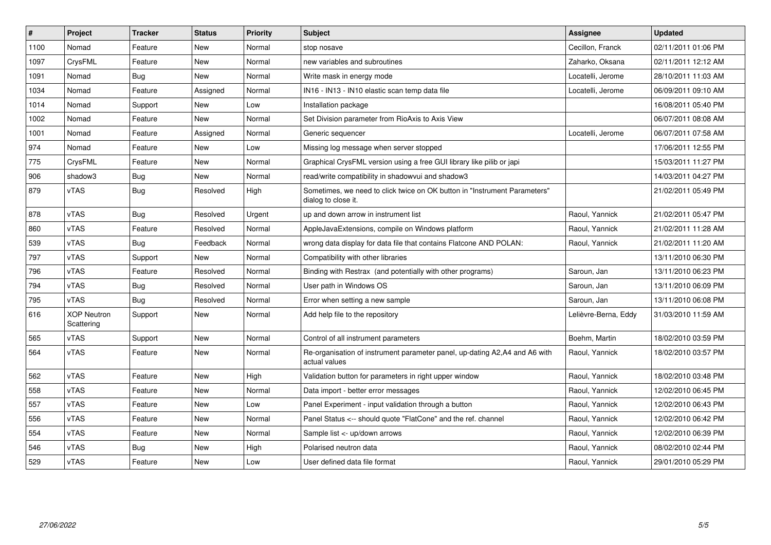| # | Project | Tracker | Status | Priority | Subject | Assignee | Updated |
|---|---|---|---|---|---|---|---|
| 1100 | Nomad | Feature | New | Normal | stop nosave | Cecillon, Franck | 02/11/2011 01:06 PM |
| 1097 | CrysFML | Feature | New | Normal | new variables and subroutines | Zaharko, Oksana | 02/11/2011 12:12 AM |
| 1091 | Nomad | Bug | New | Normal | Write mask in energy mode | Locatelli, Jerome | 28/10/2011 11:03 AM |
| 1034 | Nomad | Feature | Assigned | Normal | IN16 - IN13 - IN10 elastic scan temp data file | Locatelli, Jerome | 06/09/2011 09:10 AM |
| 1014 | Nomad | Support | New | Low | Installation package | | 16/08/2011 05:40 PM |
| 1002 | Nomad | Feature | New | Normal | Set Division parameter from RioAxis to Axis View | | 06/07/2011 08:08 AM |
| 1001 | Nomad | Feature | Assigned | Normal | Generic sequencer | Locatelli, Jerome | 06/07/2011 07:58 AM |
| 974 | Nomad | Feature | New | Low | Missing log message when server stopped | | 17/06/2011 12:55 PM |
| 775 | CrysFML | Feature | New | Normal | Graphical CrysFML version using a free GUI library like pilib or japi | | 15/03/2011 11:27 PM |
| 906 | shadow3 | Bug | New | Normal | read/write compatibility in shadowvui and shadow3 | | 14/03/2011 04:27 PM |
| 879 | vTAS | Bug | Resolved | High | Sometimes, we need to click twice on OK button in "Instrument Parameters" dialog to close it. | | 21/02/2011 05:49 PM |
| 878 | vTAS | Bug | Resolved | Urgent | up and down arrow in instrument list | Raoul, Yannick | 21/02/2011 05:47 PM |
| 860 | vTAS | Feature | Resolved | Normal | AppleJavaExtensions, compile on Windows platform | Raoul, Yannick | 21/02/2011 11:28 AM |
| 539 | vTAS | Bug | Feedback | Normal | wrong data display for data file that contains Flatcone AND POLAN: | Raoul, Yannick | 21/02/2011 11:20 AM |
| 797 | vTAS | Support | New | Normal | Compatibility with other libraries | | 13/11/2010 06:30 PM |
| 796 | vTAS | Feature | Resolved | Normal | Binding with Restrax (and potentially with other programs) | Saroun, Jan | 13/11/2010 06:23 PM |
| 794 | vTAS | Bug | Resolved | Normal | User path in Windows OS | Saroun, Jan | 13/11/2010 06:09 PM |
| 795 | vTAS | Bug | Resolved | Normal | Error when setting a new sample | Saroun, Jan | 13/11/2010 06:08 PM |
| 616 | XOP Neutron Scattering | Support | New | Normal | Add help file to the repository | Lelièvre-Berna, Eddy | 31/03/2010 11:59 AM |
| 565 | vTAS | Support | New | Normal | Control of all instrument parameters | Boehm, Martin | 18/02/2010 03:59 PM |
| 564 | vTAS | Feature | New | Normal | Re-organisation of instrument parameter panel, up-dating A2,A4 and A6 with actual values | Raoul, Yannick | 18/02/2010 03:57 PM |
| 562 | vTAS | Feature | New | High | Validation button for parameters in right upper window | Raoul, Yannick | 18/02/2010 03:48 PM |
| 558 | vTAS | Feature | New | Normal | Data import - better error messages | Raoul, Yannick | 12/02/2010 06:45 PM |
| 557 | vTAS | Feature | New | Low | Panel Experiment - input validation through a button | Raoul, Yannick | 12/02/2010 06:43 PM |
| 556 | vTAS | Feature | New | Normal | Panel Status <-- should quote "FlatCone" and the ref. channel | Raoul, Yannick | 12/02/2010 06:42 PM |
| 554 | vTAS | Feature | New | Normal | Sample list <- up/down arrows | Raoul, Yannick | 12/02/2010 06:39 PM |
| 546 | vTAS | Bug | New | High | Polarised neutron data | Raoul, Yannick | 08/02/2010 02:44 PM |
| 529 | vTAS | Feature | New | Low | User defined data file format | Raoul, Yannick | 29/01/2010 05:29 PM |